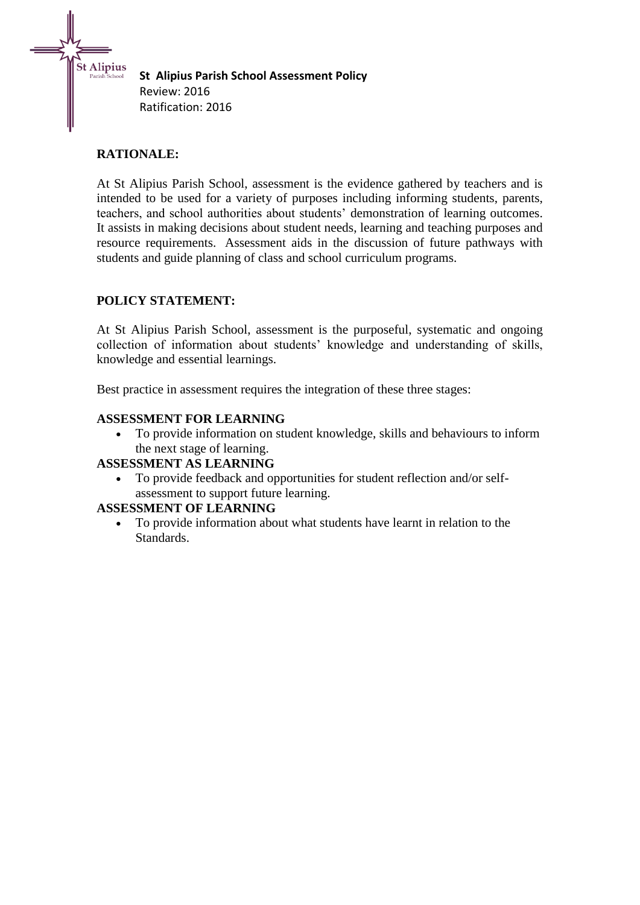**St Alipius Parish School Assessment Policy**
Review: 2016
Ratification: 2016

## RATIONALE:

At St Alipius Parish School, assessment is the evidence gathered by teachers and is intended to be used for a variety of purposes including informing students, parents, teachers, and school authorities about students' demonstration of learning outcomes. It assists in making decisions about student needs, learning and teaching purposes and resource requirements. Assessment aids in the discussion of future pathways with students and guide planning of class and school curriculum programs.

## POLICY STATEMENT:

At St Alipius Parish School, assessment is the purposeful, systematic and ongoing collection of information about students' knowledge and understanding of skills, knowledge and essential learnings.

Best practice in assessment requires the integration of these three stages:

**ASSESSMENT FOR LEARNING**

- To provide information on student knowledge, skills and behaviours to inform the next stage of learning.

**ASSESSMENT AS LEARNING**

- To provide feedback and opportunities for student reflection and/or self-assessment to support future learning.

**ASSESSMENT OF LEARNING**

- To provide information about what students have learnt in relation to the Standards.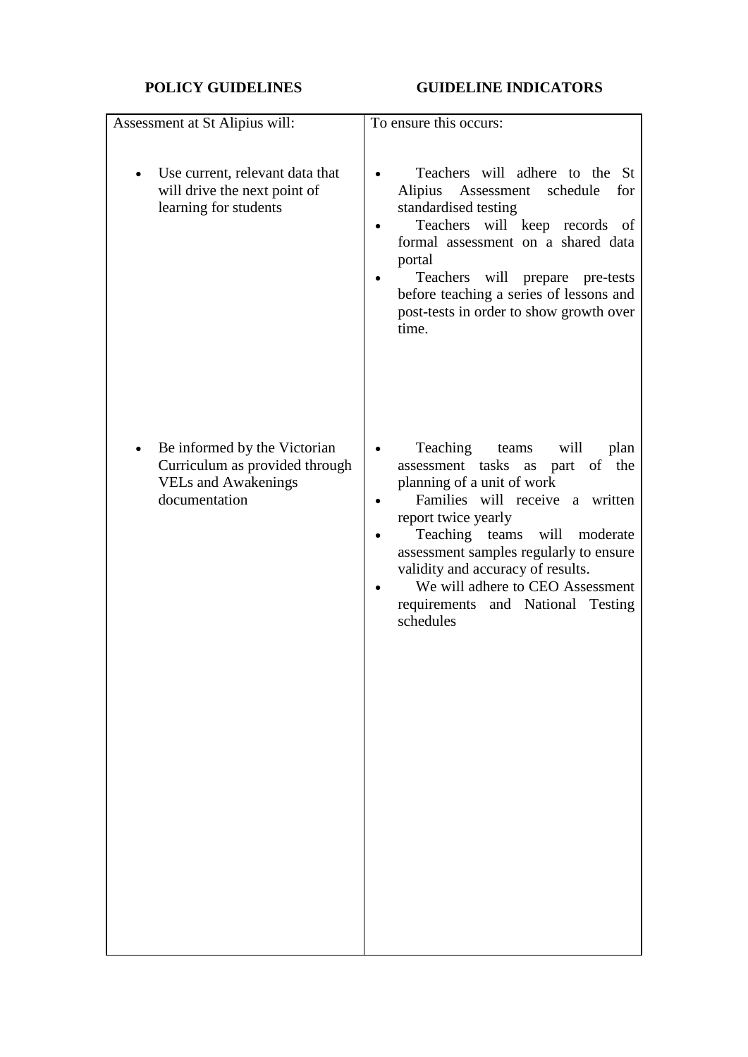| POLICY GUIDELINES | GUIDELINE INDICATORS |
|---|---|
| Assessment at St Alipius will: | To ensure this occurs: |
| • Use current, relevant data that will drive the next point of learning for students | • Teachers will adhere to the St Alipius Assessment schedule for standardised testing<br>• Teachers will keep records of formal assessment on a shared data portal<br>• Teachers will prepare pre-tests before teaching a series of lessons and post-tests in order to show growth over time. |
| • Be informed by the Victorian Curriculum as provided through VELs and Awakenings documentation | • Teaching teams will plan assessment tasks as part of the planning of a unit of work<br>• Families will receive a written report twice yearly<br>• Teaching teams will moderate assessment samples regularly to ensure validity and accuracy of results.<br>• We will adhere to CEO Assessment requirements and National Testing schedules |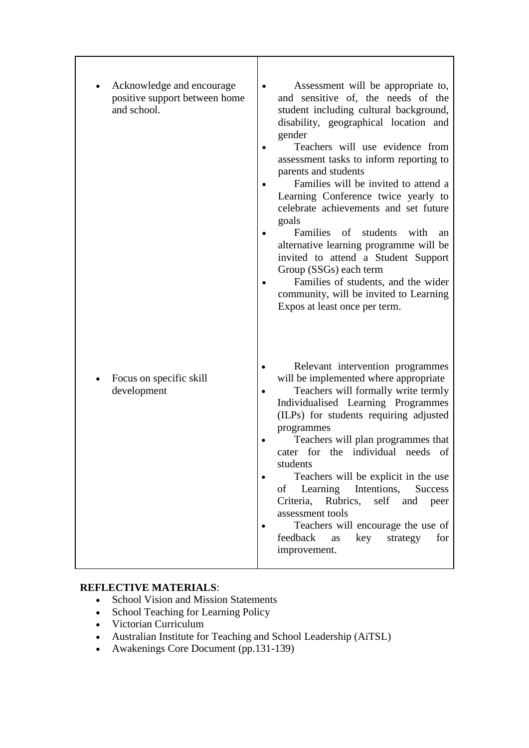| | |
|---|---|
| • Acknowledge and encourage positive support between home and school. | • Assessment will be appropriate to, and sensitive of, the needs of the student including cultural background, disability, geographical location and gender<br>• Teachers will use evidence from assessment tasks to inform reporting to parents and students<br>• Families will be invited to attend a Learning Conference twice yearly to celebrate achievements and set future goals<br>• Families of students with an alternative learning programme will be invited to attend a Student Support Group (SSGs) each term<br>• Families of students, and the wider community, will be invited to Learning Expos at least once per term. |
| • Focus on specific skill development | • Relevant intervention programmes will be implemented where appropriate<br>• Teachers will formally write termly Individualised Learning Programmes (ILPs) for students requiring adjusted programmes<br>• Teachers will plan programmes that cater for the individual needs of students<br>• Teachers will be explicit in the use of Learning Intentions, Success Criteria, Rubrics, self and peer assessment tools<br>• Teachers will encourage the use of feedback as key strategy for improvement. |

**REFLECTIVE MATERIALS**:

- School Vision and Mission Statements
- School Teaching for Learning Policy
- Victorian Curriculum
- Australian Institute for Teaching and School Leadership (AiTSL)
- Awakenings Core Document (pp.131-139)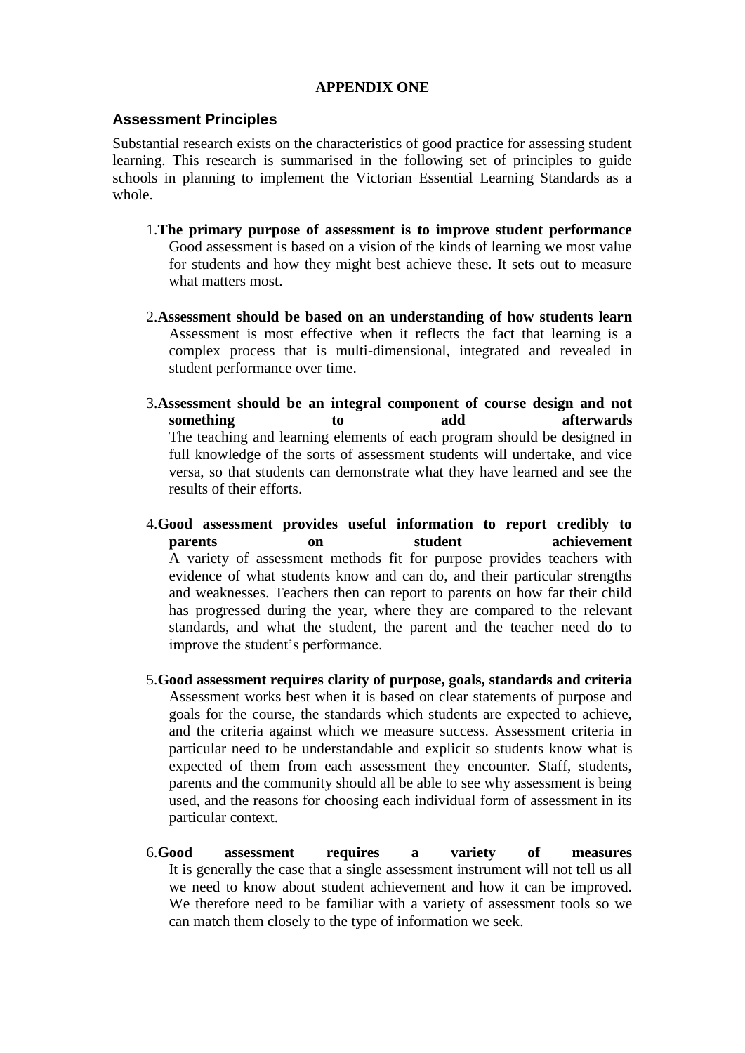**APPENDIX ONE**

## Assessment Principles

Substantial research exists on the characteristics of good practice for assessing student learning. This research is summarised in the following set of principles to guide schools in planning to implement the Victorian Essential Learning Standards as a whole.

1. **The primary purpose of assessment is to improve student performance**
   Good assessment is based on a vision of the kinds of learning we most value for students and how they might best achieve these. It sets out to measure what matters most.

2. **Assessment should be based on an understanding of how students learn**
   Assessment is most effective when it reflects the fact that learning is a complex process that is multi-dimensional, integrated and revealed in student performance over time.

3. **Assessment should be an integral component of course design and not something to add afterwards**
   The teaching and learning elements of each program should be designed in full knowledge of the sorts of assessment students will undertake, and vice versa, so that students can demonstrate what they have learned and see the results of their efforts.

4. **Good assessment provides useful information to report credibly to parents on student achievement**
   A variety of assessment methods fit for purpose provides teachers with evidence of what students know and can do, and their particular strengths and weaknesses. Teachers then can report to parents on how far their child has progressed during the year, where they are compared to the relevant standards, and what the student, the parent and the teacher need do to improve the student's performance.

5. **Good assessment requires clarity of purpose, goals, standards and criteria**
   Assessment works best when it is based on clear statements of purpose and goals for the course, the standards which students are expected to achieve, and the criteria against which we measure success. Assessment criteria in particular need to be understandable and explicit so students know what is expected of them from each assessment they encounter. Staff, students, parents and the community should all be able to see why assessment is being used, and the reasons for choosing each individual form of assessment in its particular context.

6. **Good assessment requires a variety of measures**
   It is generally the case that a single assessment instrument will not tell us all we need to know about student achievement and how it can be improved. We therefore need to be familiar with a variety of assessment tools so we can match them closely to the type of information we seek.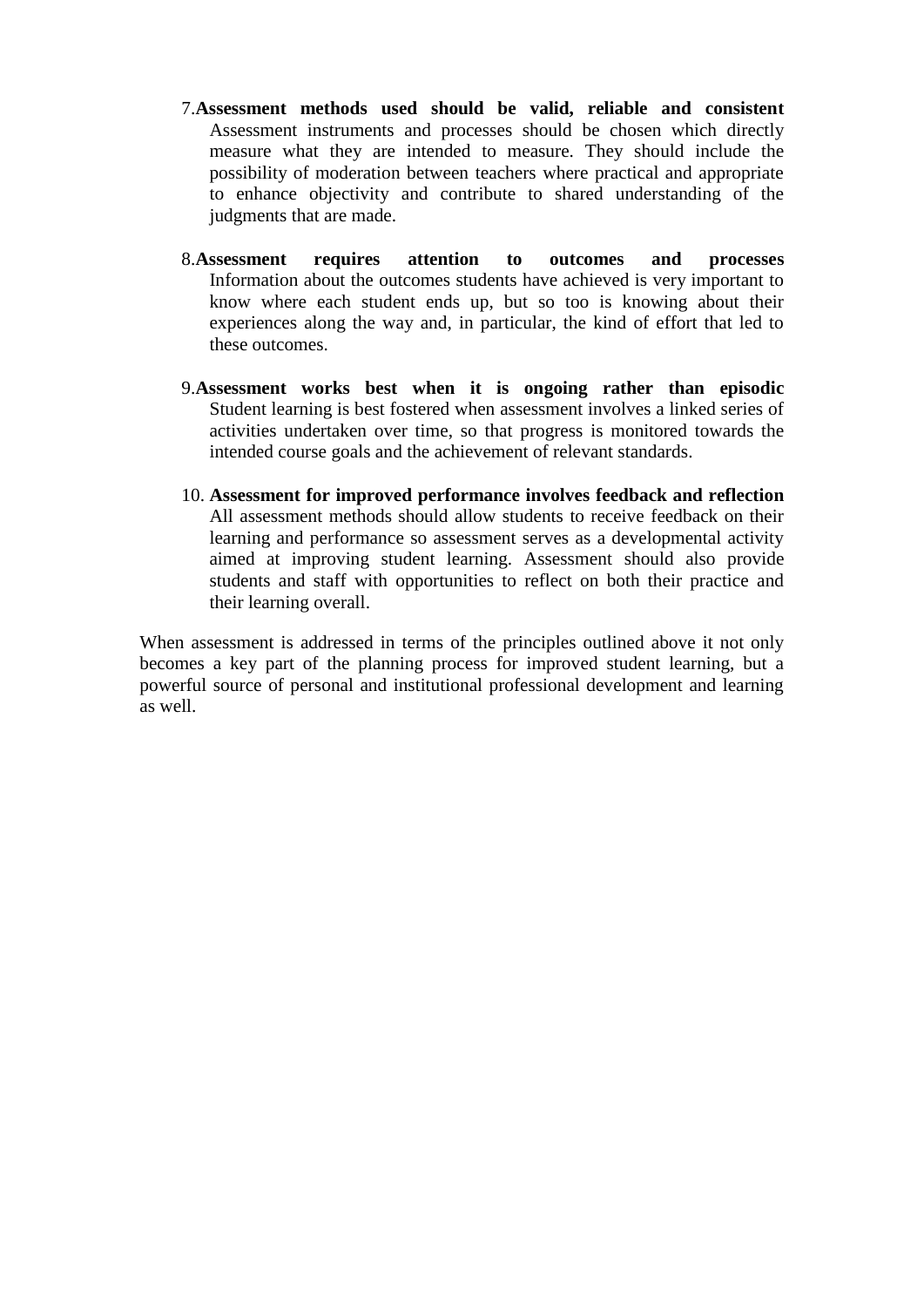7. **Assessment methods used should be valid, reliable and consistent**
   Assessment instruments and processes should be chosen which directly measure what they are intended to measure. They should include the possibility of moderation between teachers where practical and appropriate to enhance objectivity and contribute to shared understanding of the judgments that are made.

8. **Assessment requires attention to outcomes and processes**
   Information about the outcomes students have achieved is very important to know where each student ends up, but so too is knowing about their experiences along the way and, in particular, the kind of effort that led to these outcomes.

9. **Assessment works best when it is ongoing rather than episodic**
   Student learning is best fostered when assessment involves a linked series of activities undertaken over time, so that progress is monitored towards the intended course goals and the achievement of relevant standards.

10. **Assessment for improved performance involves feedback and reflection**
    All assessment methods should allow students to receive feedback on their learning and performance so assessment serves as a developmental activity aimed at improving student learning. Assessment should also provide students and staff with opportunities to reflect on both their practice and their learning overall.

When assessment is addressed in terms of the principles outlined above it not only becomes a key part of the planning process for improved student learning, but a powerful source of personal and institutional professional development and learning as well.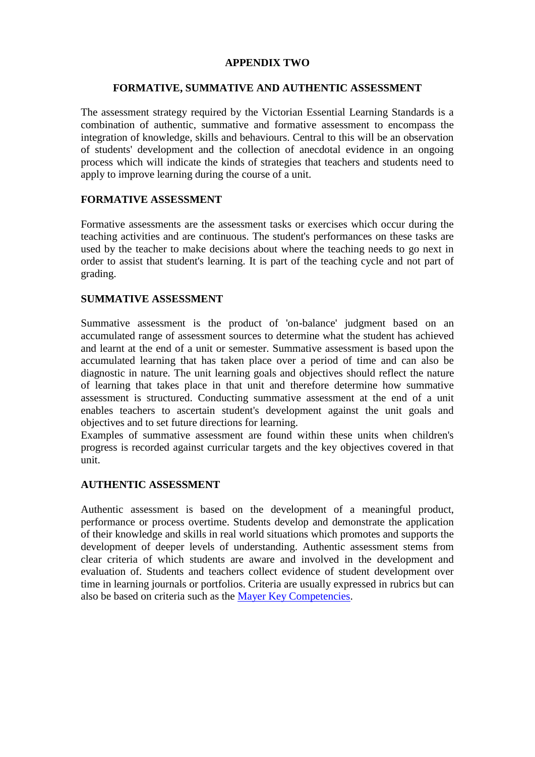# APPENDIX TWO

## FORMATIVE, SUMMATIVE AND AUTHENTIC ASSESSMENT

The assessment strategy required by the Victorian Essential Learning Standards is a combination of authentic, summative and formative assessment to encompass the integration of knowledge, skills and behaviours. Central to this will be an observation of students' development and the collection of anecdotal evidence in an ongoing process which will indicate the kinds of strategies that teachers and students need to apply to improve learning during the course of a unit.

### FORMATIVE ASSESSMENT

Formative assessments are the assessment tasks or exercises which occur during the teaching activities and are continuous. The student's performances on these tasks are used by the teacher to make decisions about where the teaching needs to go next in order to assist that student's learning. It is part of the teaching cycle and not part of grading.

### SUMMATIVE ASSESSMENT

Summative assessment is the product of 'on-balance' judgment based on an accumulated range of assessment sources to determine what the student has achieved and learnt at the end of a unit or semester. Summative assessment is based upon the accumulated learning that has taken place over a period of time and can also be diagnostic in nature. The unit learning goals and objectives should reflect the nature of learning that takes place in that unit and therefore determine how summative assessment is structured. Conducting summative assessment at the end of a unit enables teachers to ascertain student's development against the unit goals and objectives and to set future directions for learning.
Examples of summative assessment are found within these units when children's progress is recorded against curricular targets and the key objectives covered in that unit.

### AUTHENTIC ASSESSMENT

Authentic assessment is based on the development of a meaningful product, performance or process overtime. Students develop and demonstrate the application of their knowledge and skills in real world situations which promotes and supports the development of deeper levels of understanding. Authentic assessment stems from clear criteria of which students are aware and involved in the development and evaluation of. Students and teachers collect evidence of student development over time in learning journals or portfolios. Criteria are usually expressed in rubrics but can also be based on criteria such as the Mayer Key Competencies.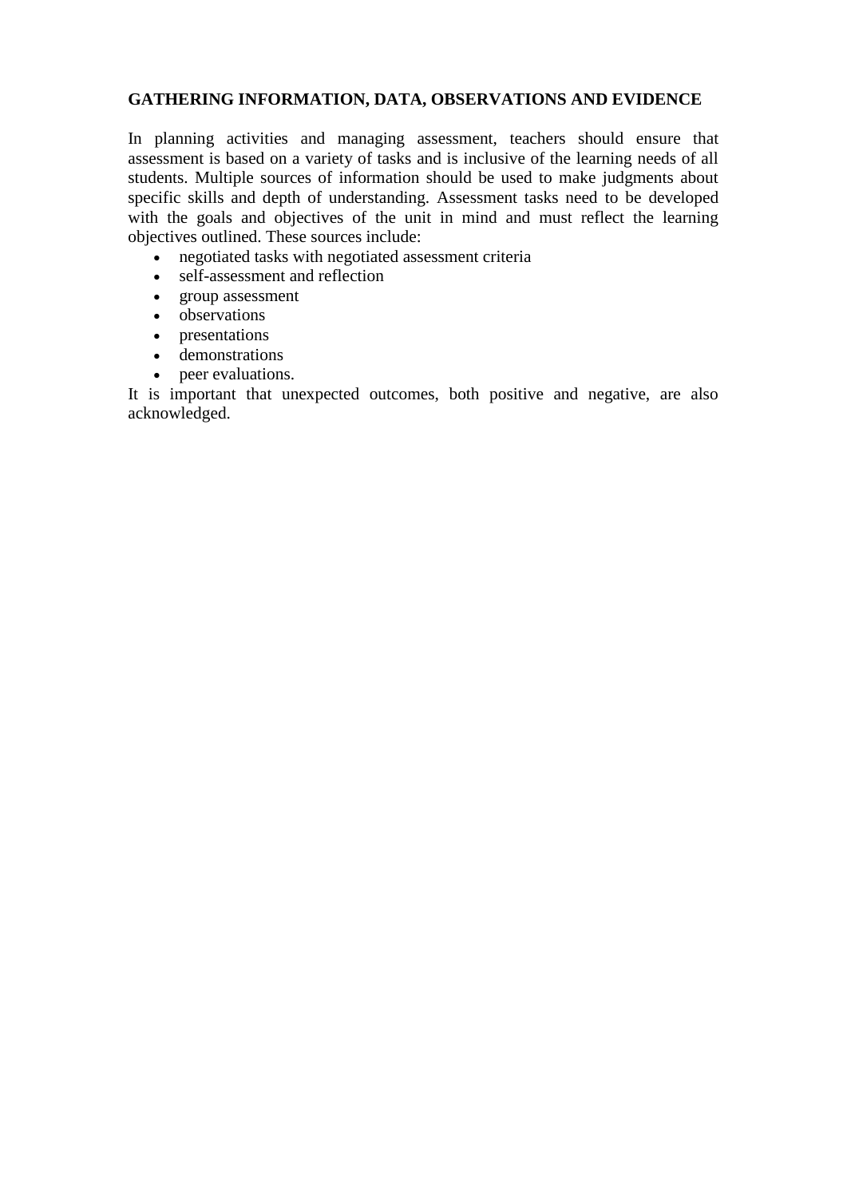## GATHERING INFORMATION, DATA, OBSERVATIONS AND EVIDENCE

In planning activities and managing assessment, teachers should ensure that assessment is based on a variety of tasks and is inclusive of the learning needs of all students. Multiple sources of information should be used to make judgments about specific skills and depth of understanding. Assessment tasks need to be developed with the goals and objectives of the unit in mind and must reflect the learning objectives outlined. These sources include:

- negotiated tasks with negotiated assessment criteria
- self-assessment and reflection
- group assessment
- observations
- presentations
- demonstrations
- peer evaluations.

It is important that unexpected outcomes, both positive and negative, are also acknowledged.